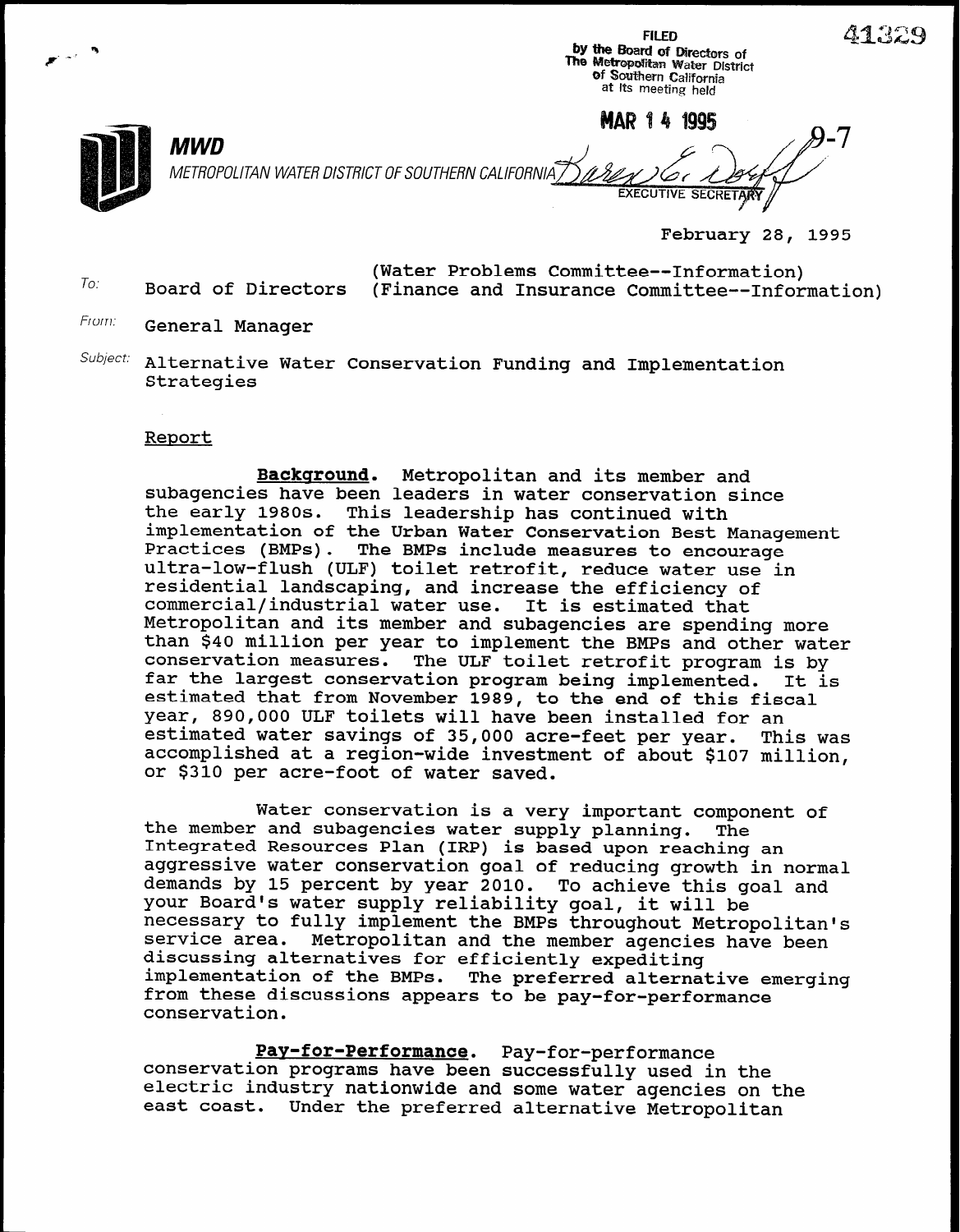FILED
by the Board of Directors of
The Metropolitan Water District
of Southern California
at its meeting held

MAR 14 1995

EXECUTIVE SECRETARY

41329

9-7

**MWD**

METROPOLITAN WATER DISTRICT OF SOUTHERN CALIFORNIA

February 28, 1995

To: Board of Directors (Water Problems Committee--Information) (Finance and Insurance Committee--Information)

From: General Manager

Subject: Alternative Water Conservation Funding and Implementation Strategies

Report

**Background.** Metropolitan and its member and subagencies have been leaders in water conservation since the early 1980s. This leadership has continued with implementation of the Urban Water Conservation Best Management Practices (BMPs). The BMPs include measures to encourage ultra-low-flush (ULF) toilet retrofit, reduce water use in residential landscaping, and increase the efficiency of commercial/industrial water use. It is estimated that Metropolitan and its member and subagencies are spending more than $40 million per year to implement the BMPs and other water conservation measures. The ULF toilet retrofit program is by far the largest conservation program being implemented. It is estimated that from November 1989, to the end of this fiscal year, 890,000 ULF toilets will have been installed for an estimated water savings of 35,000 acre-feet per year. This was accomplished at a region-wide investment of about $107 million, or $310 per acre-foot of water saved.

Water conservation is a very important component of the member and subagencies water supply planning. The Integrated Resources Plan (IRP) is based upon reaching an aggressive water conservation goal of reducing growth in normal demands by 15 percent by year 2010. To achieve this goal and your Board's water supply reliability goal, it will be necessary to fully implement the BMPs throughout Metropolitan's service area. Metropolitan and the member agencies have been discussing alternatives for efficiently expediting implementation of the BMPs. The preferred alternative emerging from these discussions appears to be pay-for-performance conservation.

**Pay-for-Performance.** Pay-for-performance conservation programs have been successfully used in the electric industry nationwide and some water agencies on the east coast. Under the preferred alternative Metropolitan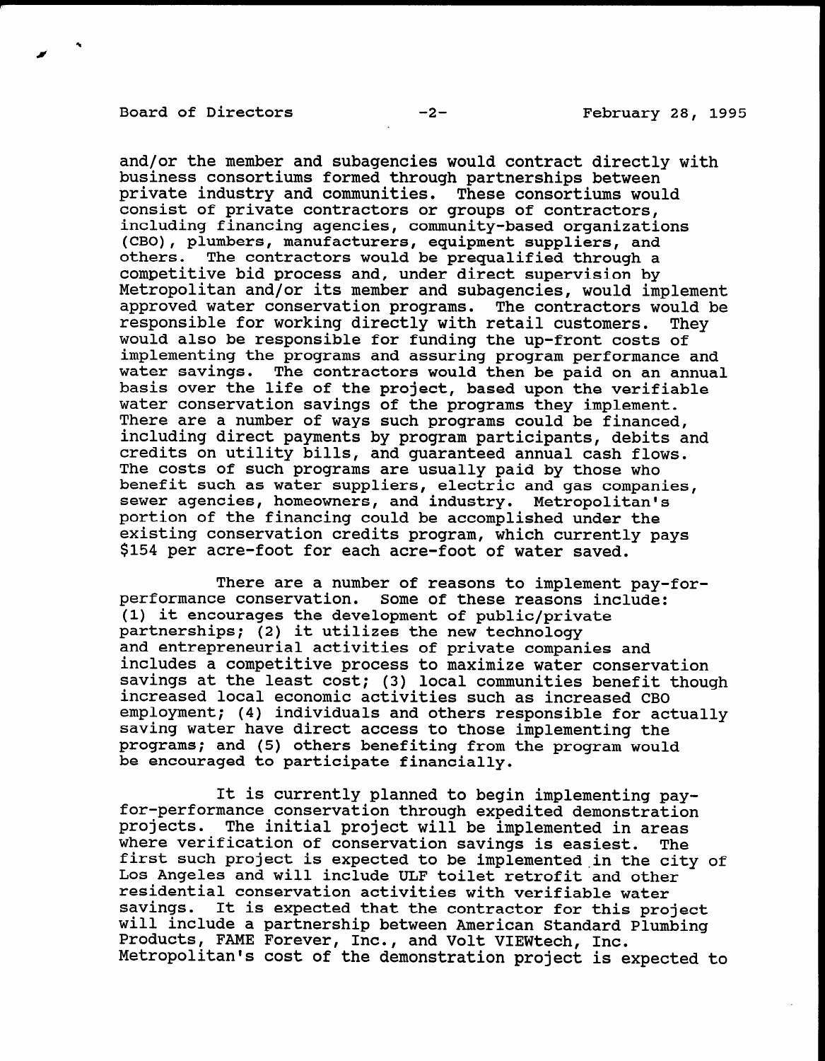and/or the member and subagencies would contract directly with business consortiums formed through partnerships between private industry and communities. These consortiums would consist of private contractors or groups of contractors, including financing agencies, community-based organizations (CBO), plumbers, manufacturers, equipment suppliers, and others. The contractors would be prequalified through a competitive bid process and, under direct supervision by Metropolitan and/or its member and subagencies, would implement approved water conservation programs. The contractors would be responsible for working directly with retail customers. They would also be responsible for funding the up-front costs of implementing the programs and assuring program performance and water savings. The contractors would then be paid on an annual basis over the life of the project, based upon the verifiable water conservation savings of the programs they implement. There are a number of ways such programs could be financed, including direct payments by program participants, debits and credits on utility bills, and guaranteed annual cash flows. The costs of such programs are usually paid by those who benefit such as water suppliers, electric and gas companies, sewer agencies, homeowners, and industry. Metropolitan's portion of the financing could be accomplished under the existing conservation credits program, which currently pays $154 per acre-foot for each acre-foot of water saved.

There are a number of reasons to implement pay-for-performance conservation. Some of these reasons include: (1) it encourages the development of public/private partnerships; (2) it utilizes the new technology and entrepreneurial activities of private companies and includes a competitive process to maximize water conservation savings at the least cost; (3) local communities benefit though increased local economic activities such as increased CBO employment; (4) individuals and others responsible for actually saving water have direct access to those implementing the programs; and (5) others benefiting from the program would be encouraged to participate financially.

It is currently planned to begin implementing pay-for-performance conservation through expedited demonstration projects. The initial project will be implemented in areas where verification of conservation savings is easiest. The first such project is expected to be implemented in the city of Los Angeles and will include ULF toilet retrofit and other residential conservation activities with verifiable water savings. It is expected that the contractor for this project will include a partnership between American Standard Plumbing Products, FAME Forever, Inc., and Volt VIEWtech, Inc. Metropolitan's cost of the demonstration project is expected to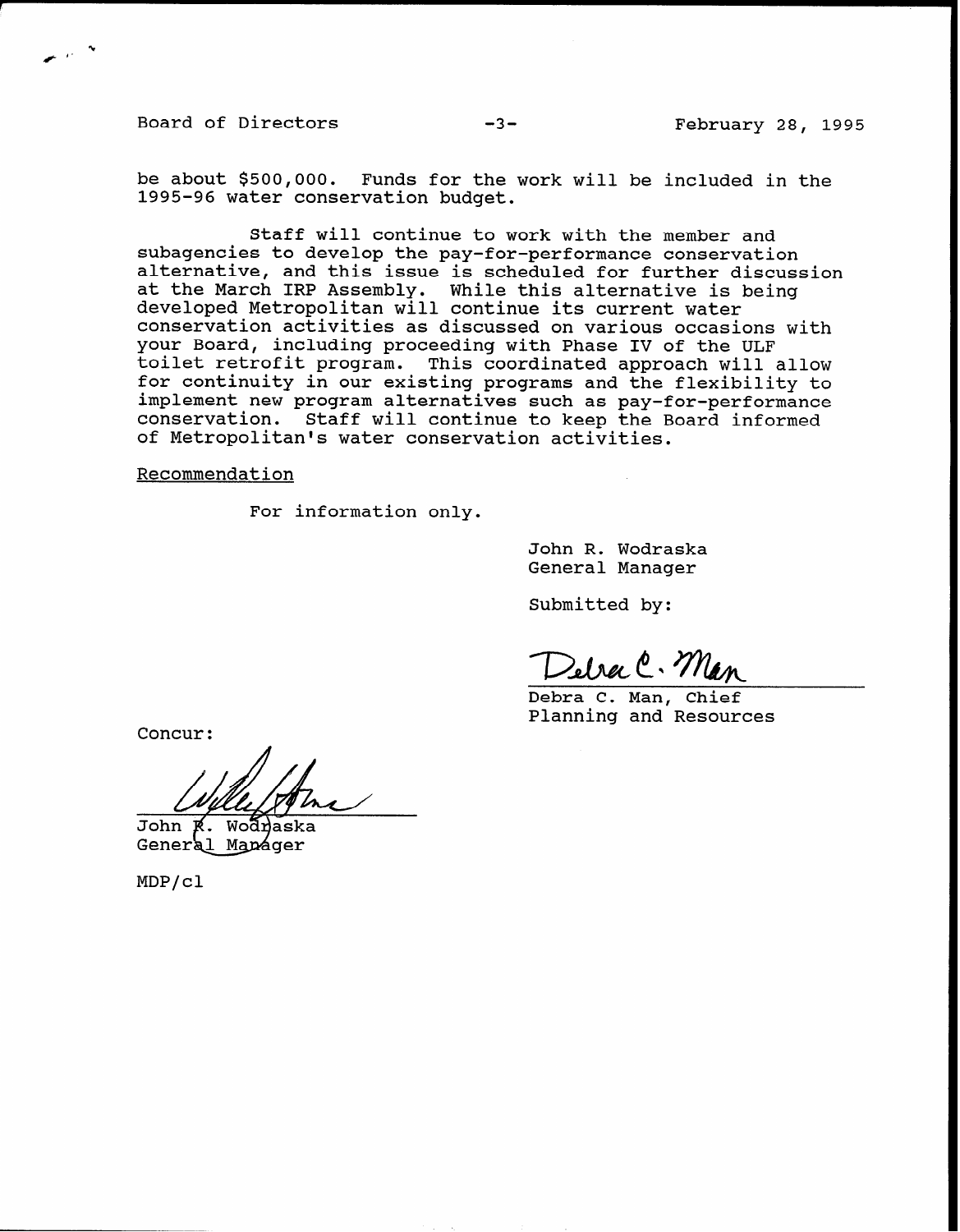be about $500,000. Funds for the work will be included in the 1995-96 water conservation budget.

Staff will continue to work with the member and subagencies to develop the pay-for-performance conservation alternative, and this issue is scheduled for further discussion at the March IRP Assembly. While this alternative is being developed Metropolitan will continue its current water conservation activities as discussed on various occasions with your Board, including proceeding with Phase IV of the ULF toilet retrofit program. This coordinated approach will allow for continuity in our existing programs and the flexibility to implement new program alternatives such as pay-for-performance conservation. Staff will continue to keep the Board informed of Metropolitan's water conservation activities.

Recommendation

For information only.

John R. Wodraska
General Manager

Submitted by:

Debra C. Man, Chief
Planning and Resources

Concur:

John R. Wodraska
General Manager

MDP/cl